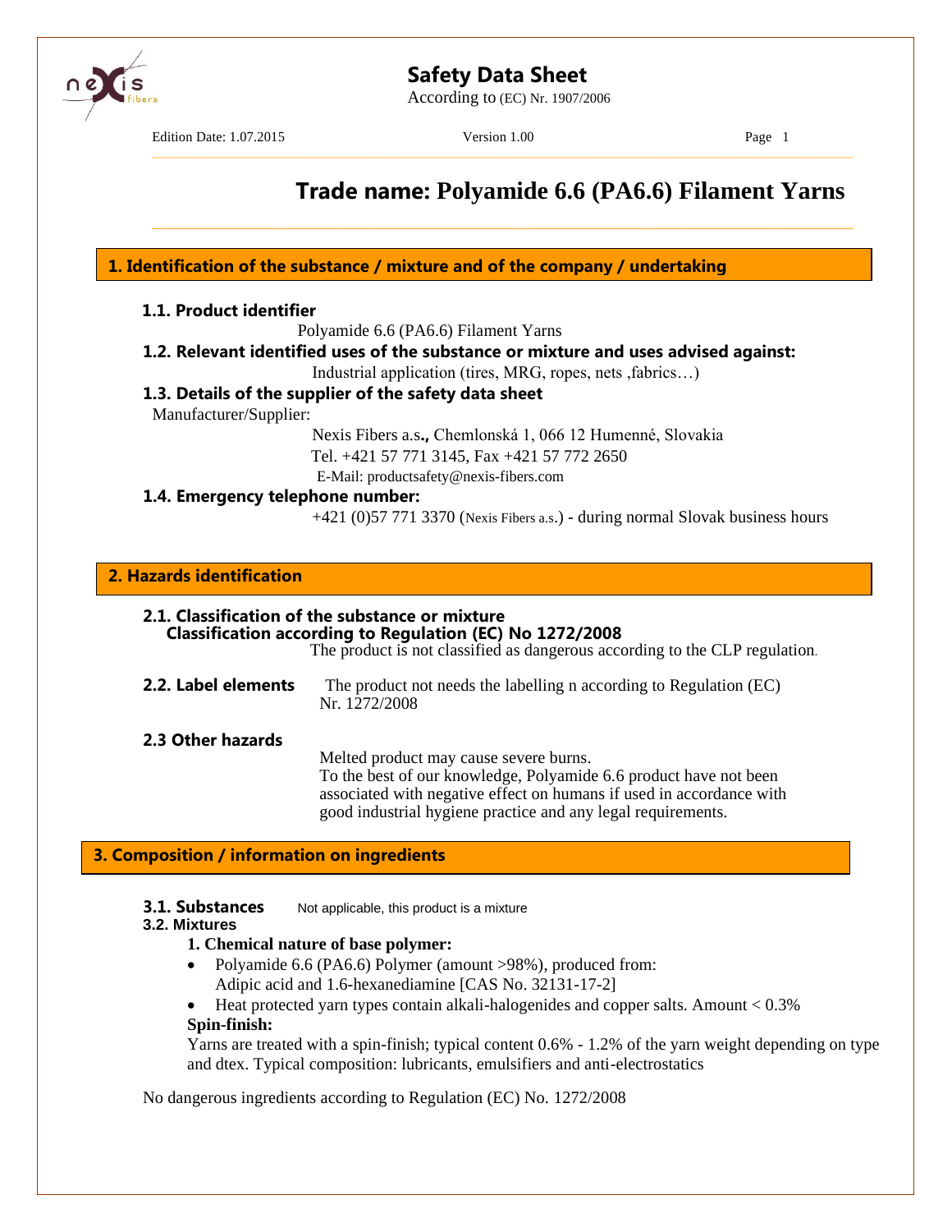# Safety Data Sheet

According to (EC) Nr. 1907/2006

Edition Date: 1.07.2015 Version 1.00

## Trade name: Polyamide 6.6 (PA6.6) Filament Yarns

## 1. Identification of the substance / mixture and of the company / undertaking

### 1.1. Product identifier

Polyamide 6.6 (PA6.6) Filament Yarns

### 1.2. Relevant identified uses of the substance or mixture and uses advised against:

Industrial application (tires, MRG, ropes, nets ,fabrics…)

### 1.3. Details of the supplier of the safety data sheet

Manufacturer/Supplier:

Nexis Fibers a.s**.,** Chemlonská 1, 066 12 Humenné, Slovakia
Tel. +421 57 771 3145, Fax +421 57 772 2650
E-Mail: productsafety@nexis-fibers.com

### 1.4. Emergency telephone number:

+421 (0)57 771 3370 (Nexis Fibers a.s.) - during normal Slovak business hours

## 2. Hazards identification

### 2.1. Classification of the substance or mixture

**Classification according to Regulation (EC) No 1272/2008**

The product is not classified as dangerous according to the CLP regulation.

### 2.2. Label elements

The product not needs the labelling n according to Regulation (EC) Nr. 1272/2008

### 2.3 Other hazards

Melted product may cause severe burns.
To the best of our knowledge, Polyamide 6.6 product have not been associated with negative effect on humans if used in accordance with good industrial hygiene practice and any legal requirements.

## 3. Composition / information on ingredients

### 3.1. Substances

Not applicable, this product is a mixture

### 3.2. Mixtures

**1. Chemical nature of base polymer:**

- Polyamide 6.6 (PA6.6) Polymer (amount >98%), produced from: Adipic acid and 1.6-hexanediamine [CAS No. 32131-17-2]
- Heat protected yarn types contain alkali-halogenides and copper salts. Amount < 0.3%

**Spin-finish:**

Yarns are treated with a spin-finish; typical content 0.6% - 1.2% of the yarn weight depending on type and dtex. Typical composition: lubricants, emulsifiers and anti-electrostatics

No dangerous ingredients according to Regulation (EC) No. 1272/2008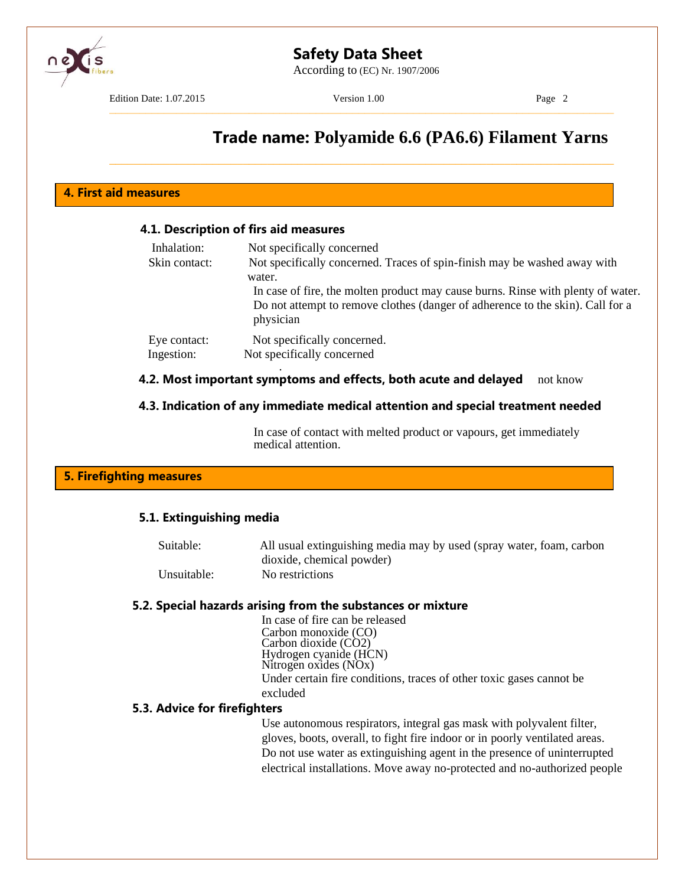## 4. First aid measures

### 4.1. Description of firs aid measures

Inhalation: Not specifically concerned

Skin contact: Not specifically concerned. Traces of spin-finish may be washed away with water.
In case of fire, the molten product may cause burns. Rinse with plenty of water. Do not attempt to remove clothes (danger of adherence to the skin). Call for a physician

Eye contact: Not specifically concerned.

Ingestion: Not specifically concerned

### 4.2. Most important symptoms and effects, both acute and delayed

not know

### 4.3. Indication of any immediate medical attention and special treatment needed

In case of contact with melted product or vapours, get immediately medical attention.

## 5. Firefighting measures

### 5.1. Extinguishing media

Suitable: All usual extinguishing media may by used (spray water, foam, carbon dioxide, chemical powder)

Unsuitable: No restrictions

### 5.2. Special hazards arising from the substances or mixture

In case of fire can be released
Carbon monoxide (CO)
Carbon dioxide ($CO_2$)
Hydrogen cyanide (HCN)
Nitrogen oxides ($NO_x$)
Under certain fire conditions, traces of other toxic gases cannot be excluded

### 5.3. Advice for firefighters

Use autonomous respirators, integral gas mask with polyvalent filter, gloves, boots, overall, to fight fire indoor or in poorly ventilated areas. Do not use water as extinguishing agent in the presence of uninterrupted electrical installations. Move away no-protected and no-authorized people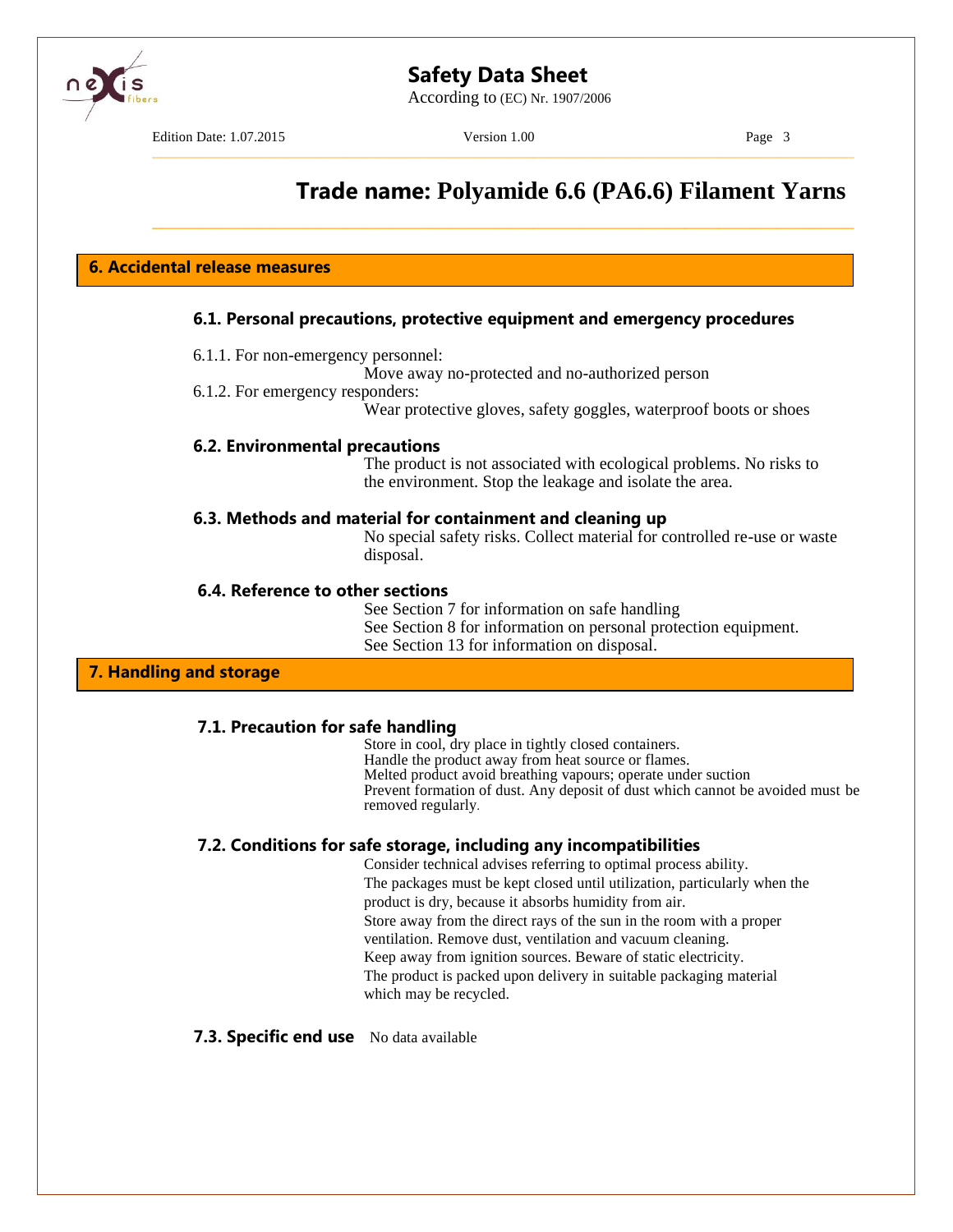# Trade name: Polyamide 6.6 (PA6.6) Filament Yarns

## 6. Accidental release measures

### 6.1. Personal precautions, protective equipment and emergency procedures

6.1.1. For non-emergency personnel:

Move away no-protected and no-authorized person

6.1.2. For emergency responders:

Wear protective gloves, safety goggles, waterproof boots or shoes

### 6.2. Environmental precautions

The product is not associated with ecological problems. No risks to the environment. Stop the leakage and isolate the area.

### 6.3. Methods and material for containment and cleaning up

No special safety risks. Collect material for controlled re-use or waste disposal.

### 6.4. Reference to other sections

See Section 7 for information on safe handling
See Section 8 for information on personal protection equipment.
See Section 13 for information on disposal.

## 7. Handling and storage

### 7.1. Precaution for safe handling

Store in cool, dry place in tightly closed containers.
Handle the product away from heat source or flames.
Melted product avoid breathing vapours; operate under suction
Prevent formation of dust. Any deposit of dust which cannot be avoided must be removed regularly.

### 7.2. Conditions for safe storage, including any incompatibilities

Consider technical advises referring to optimal process ability.
The packages must be kept closed until utilization, particularly when the product is dry, because it absorbs humidity from air.
Store away from the direct rays of the sun in the room with a proper ventilation. Remove dust, ventilation and vacuum cleaning.
Keep away from ignition sources. Beware of static electricity.
The product is packed upon delivery in suitable packaging material which may be recycled.

### 7.3. Specific end use

No data available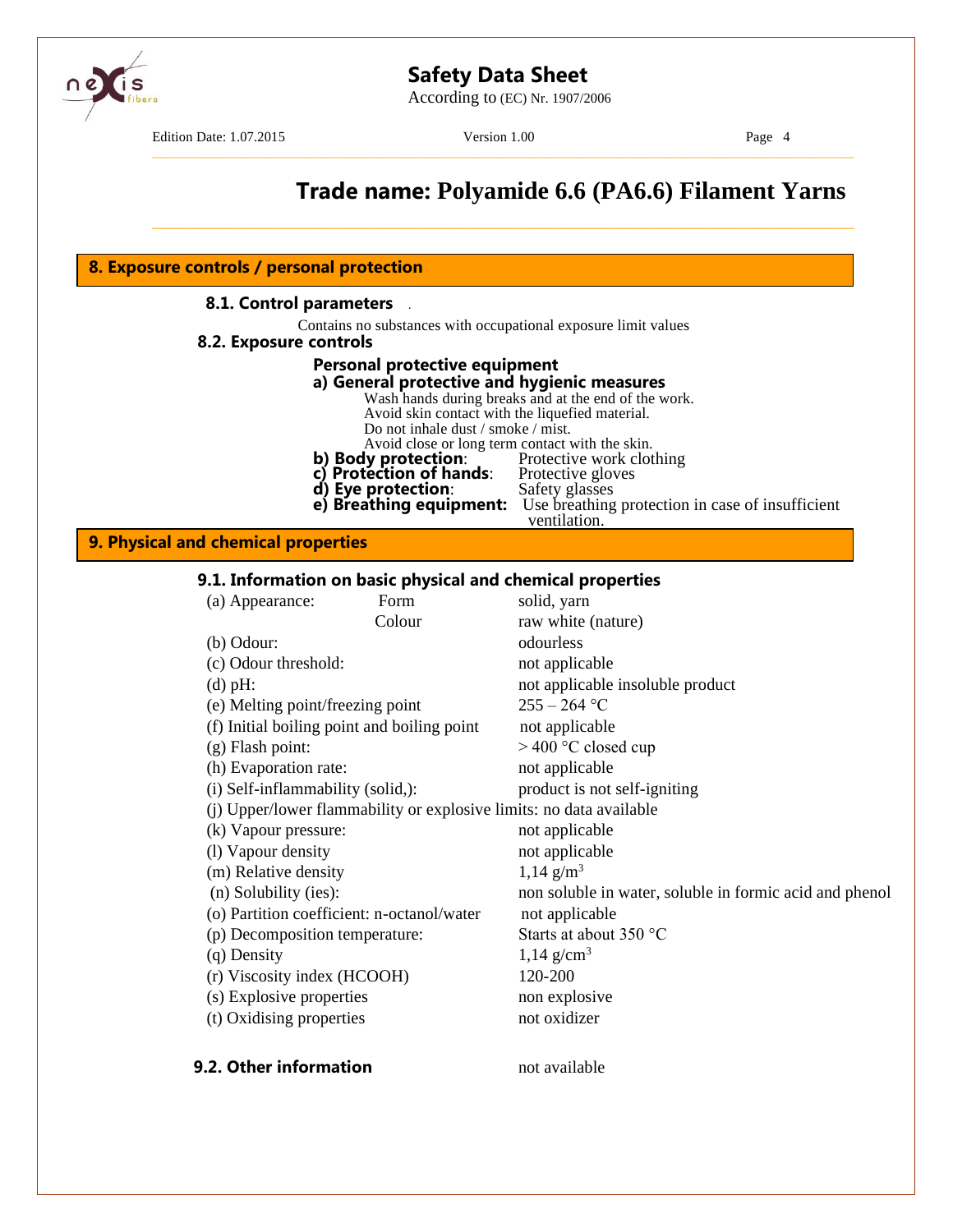## 8. Exposure controls / personal protection

### 8.1. Control parameters

Contains no substances with occupational exposure limit values

### 8.2. Exposure controls

**Personal protective equipment**

**a) General protective and hygienic measures**

Wash hands during breaks and at the end of the work.
Avoid skin contact with the liquefied material.
Do not inhale dust / smoke / mist.
Avoid close or long term contact with the skin.

**b) Body protection**: Protective work clothing

**c) Protection of hands**: Protective gloves

**d) Eye protection**: Safety glasses

**e) Breathing equipment:** Use breathing protection in case of insufficient ventilation.

## 9. Physical and chemical properties

### 9.1. Information on basic physical and chemical properties

| | | |
|---|---|---|
| (a) Appearance: | Form | solid, yarn |
| | Colour | raw white (nature) |
| (b) Odour: | | odourless |
| (c) Odour threshold: | | not applicable |
| (d) pH: | | not applicable insoluble product |
| (e) Melting point/freezing point | | 255 – 264 °C |
| (f) Initial boiling point and boiling point | | not applicable |
| (g) Flash point: | | > 400 °C closed cup |
| (h) Evaporation rate: | | not applicable |
| (i) Self-inflammability (solid,): | | product is not self-igniting |
| (j) Upper/lower flammability or explosive limits: | | no data available |
| (k) Vapour pressure: | | not applicable |
| (l) Vapour density | | not applicable |
| (m) Relative density | | 1,14 $g/m^3$ |
| (n) Solubility (ies): | | non soluble in water, soluble in formic acid and phenol |
| (o) Partition coefficient: n-octanol/water | | not applicable |
| (p) Decomposition temperature: | | Starts at about 350 °C |
| (q) Density | | 1,14 $g/cm^3$ |
| (r) Viscosity index (HCOOH) | | 120-200 |
| (s) Explosive properties | | non explosive |
| (t) Oxidising properties | | not oxidizer |

### 9.2. Other information

not available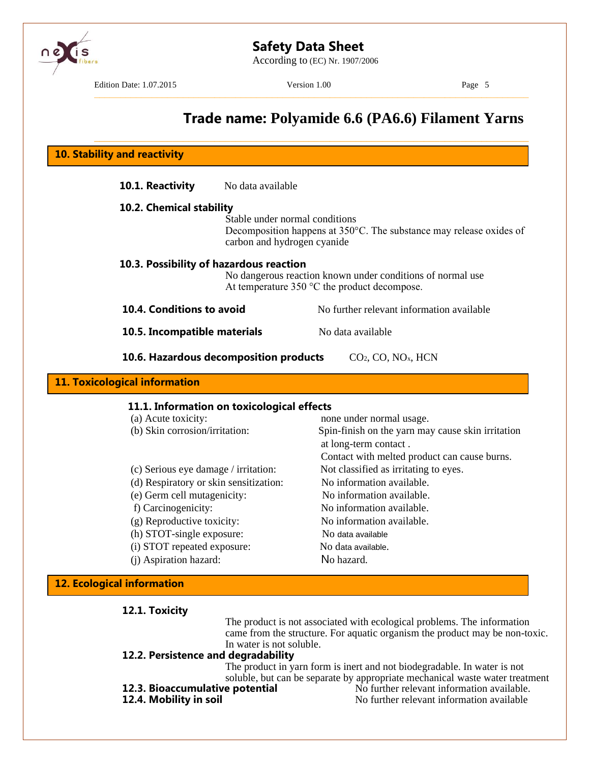# Trade name: Polyamide 6.6 (PA6.6) Filament Yarns

## 10. Stability and reactivity

**10.1. Reactivity** No data available

**10.2. Chemical stability**

Stable under normal conditions
Decomposition happens at 350°C. The substance may release oxides of carbon and hydrogen cyanide

**10.3. Possibility of hazardous reaction**

No dangerous reaction known under conditions of normal use
At temperature 350 °C the product decompose.

**10.4. Conditions to avoid** No further relevant information available

**10.5. Incompatible materials** No data available

**10.6. Hazardous decomposition products** $CO_2$, CO, $NO_x$, HCN

## 11. Toxicological information

**11.1. Information on toxicological effects**

| | |
|---|---|
| (a) Acute toxicity: | none under normal usage. |
| (b) Skin corrosion/irritation: | Spin-finish on the yarn may cause skin irritation at long-term contact . Contact with melted product can cause burns. |
| (c) Serious eye damage / irritation: | Not classified as irritating to eyes. |
| (d) Respiratory or skin sensitization: | No information available. |
| (e) Germ cell mutagenicity: | No information available. |
| f) Carcinogenicity: | No information available. |
| (g) Reproductive toxicity: | No information available. |
| (h) STOT-single exposure: | No data available |
| (i) STOT repeated exposure: | No data available. |
| (j) Aspiration hazard: | No hazard. |

## 12. Ecological information

**12.1. Toxicity**

The product is not associated with ecological problems. The information came from the structure. For aquatic organism the product may be non-toxic. In water is not soluble.

**12.2. Persistence and degradability**

The product in yarn form is inert and not biodegradable. In water is not soluble, but can be separate by appropriate mechanical waste water treatment

**12.3. Bioaccumulative potential** No further relevant information available.

**12.4. Mobility in soil** No further relevant information available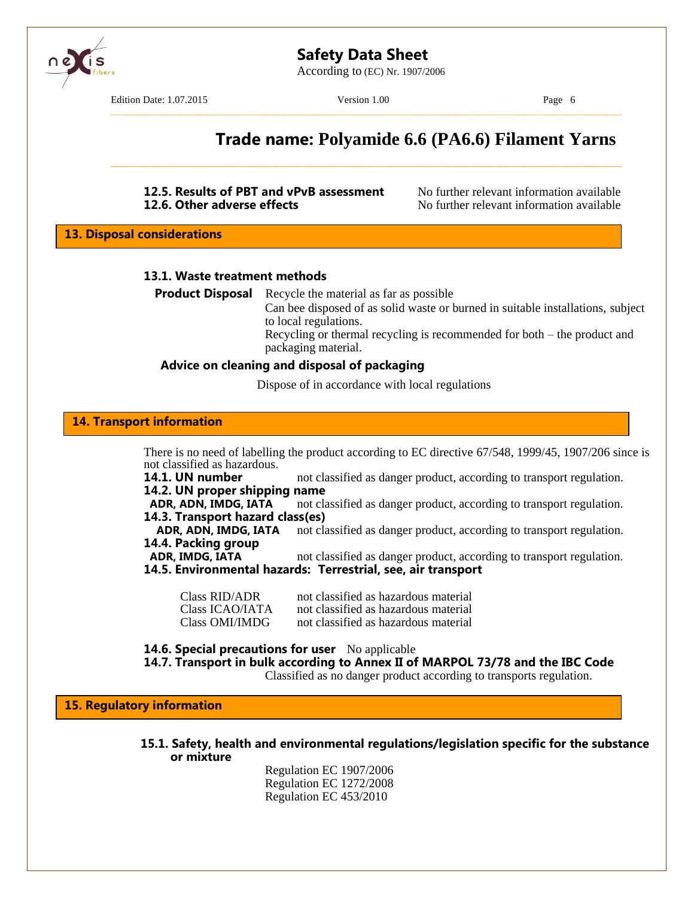**12.5. Results of PBT and vPvB assessment** No further relevant information available
**12.6. Other adverse effects** No further relevant information available

## 13. Disposal considerations

### 13.1. Waste treatment methods

**Product Disposal** Recycle the material as far as possible
Can bee disposed of as solid waste or burned in suitable installations, subject to local regulations.
Recycling or thermal recycling is recommended for both – the product and packaging material.

**Advice on cleaning and disposal of packaging**

Dispose of in accordance with local regulations

## 14. Transport information

There is no need of labelling the product according to EC directive 67/548, 1999/45, 1907/206 since is not classified as hazardous.

**14.1. UN number** not classified as danger product, according to transport regulation.

**14.2. UN proper shipping name**
**ADR, ADN, IMDG, IATA** not classified as danger product, according to transport regulation.

**14.3. Transport hazard class(es)**
**ADR, ADN, IMDG, IATA** not classified as danger product, according to transport regulation.

**14.4. Packing group**
**ADR, IMDG, IATA** not classified as danger product, according to transport regulation.

**14.5. Environmental hazards: Terrestrial, see, air transport**

| | |
|---|---|
| Class RID/ADR | not classified as hazardous material |
| Class ICAO/IATA | not classified as hazardous material |
| Class OMI/IMDG | not classified as hazardous material |

**14.6. Special precautions for user** No applicable

**14.7. Transport in bulk according to Annex II of MARPOL 73/78 and the IBC Code**
Classified as no danger product according to transports regulation.

## 15. Regulatory information

**15.1. Safety, health and environmental regulations/legislation specific for the substance or mixture**

Regulation EC 1907/2006
Regulation EC 1272/2008
Regulation EC 453/2010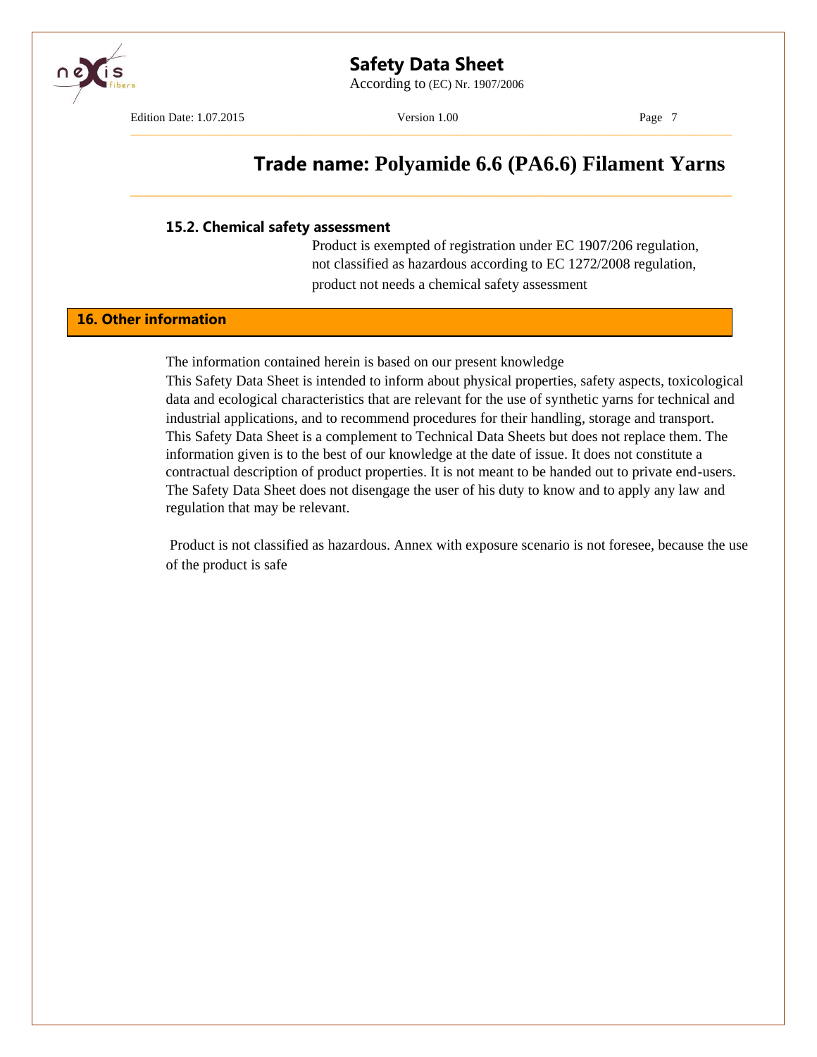### 15.2. Chemical safety assessment

Product is exempted of registration under EC 1907/206 regulation, not classified as hazardous according to EC 1272/2008 regulation, product not needs a chemical safety assessment

## 16. Other information

The information contained herein is based on our present knowledge
This Safety Data Sheet is intended to inform about physical properties, safety aspects, toxicological data and ecological characteristics that are relevant for the use of synthetic yarns for technical and industrial applications, and to recommend procedures for their handling, storage and transport.
This Safety Data Sheet is a complement to Technical Data Sheets but does not replace them. The information given is to the best of our knowledge at the date of issue. It does not constitute a contractual description of product properties. It is not meant to be handed out to private end-users. The Safety Data Sheet does not disengage the user of his duty to know and to apply any law and regulation that may be relevant.

Product is not classified as hazardous. Annex with exposure scenario is not foresee, because the use of the product is safe